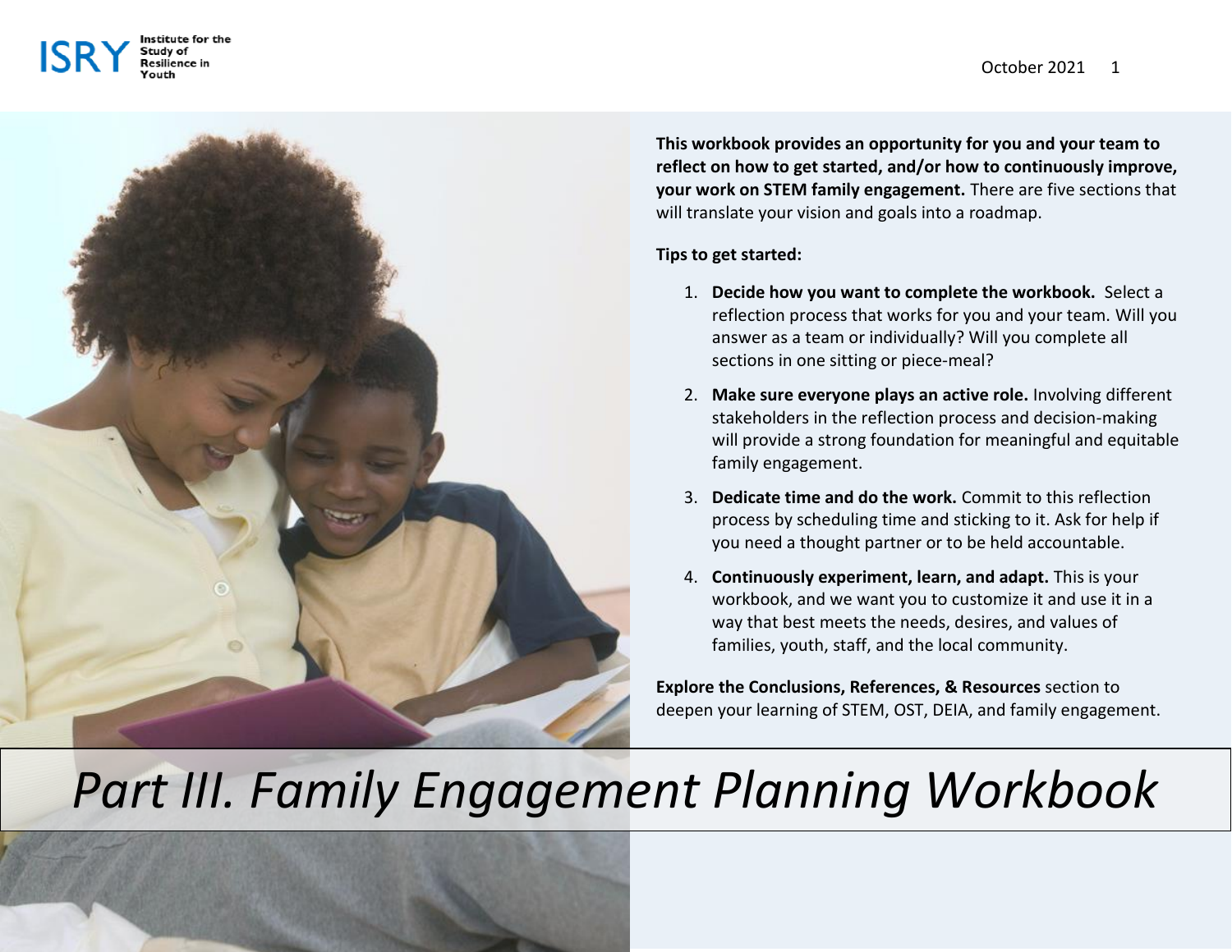# Part III. Family Engagement Planning Workbook

**This workbook provides an opportunity for you and your team to reflect on how to get started, and/or how to continuously improve, your work on STEM family engagement.** There are five sections that will translate your vision and goals into a roadmap.

**Tips to get started:**

1. **Decide how you want to complete the workbook.** Select a reflection process that works for you and your team. Will you answer as a team or individually? Will you complete all sections in one sitting or piece-meal?
2. **Make sure everyone plays an active role.** Involving different stakeholders in the reflection process and decision-making will provide a strong foundation for meaningful and equitable family engagement.
3. **Dedicate time and do the work.** Commit to this reflection process by scheduling time and sticking to it. Ask for help if you need a thought partner or to be held accountable.
4. **Continuously experiment, learn, and adapt.** This is your workbook, and we want you to customize it and use it in a way that best meets the needs, desires, and values of families, youth, staff, and the local community.

**Explore the Conclusions, References, & Resources** section to deepen your learning of STEM, OST, DEIA, and family engagement.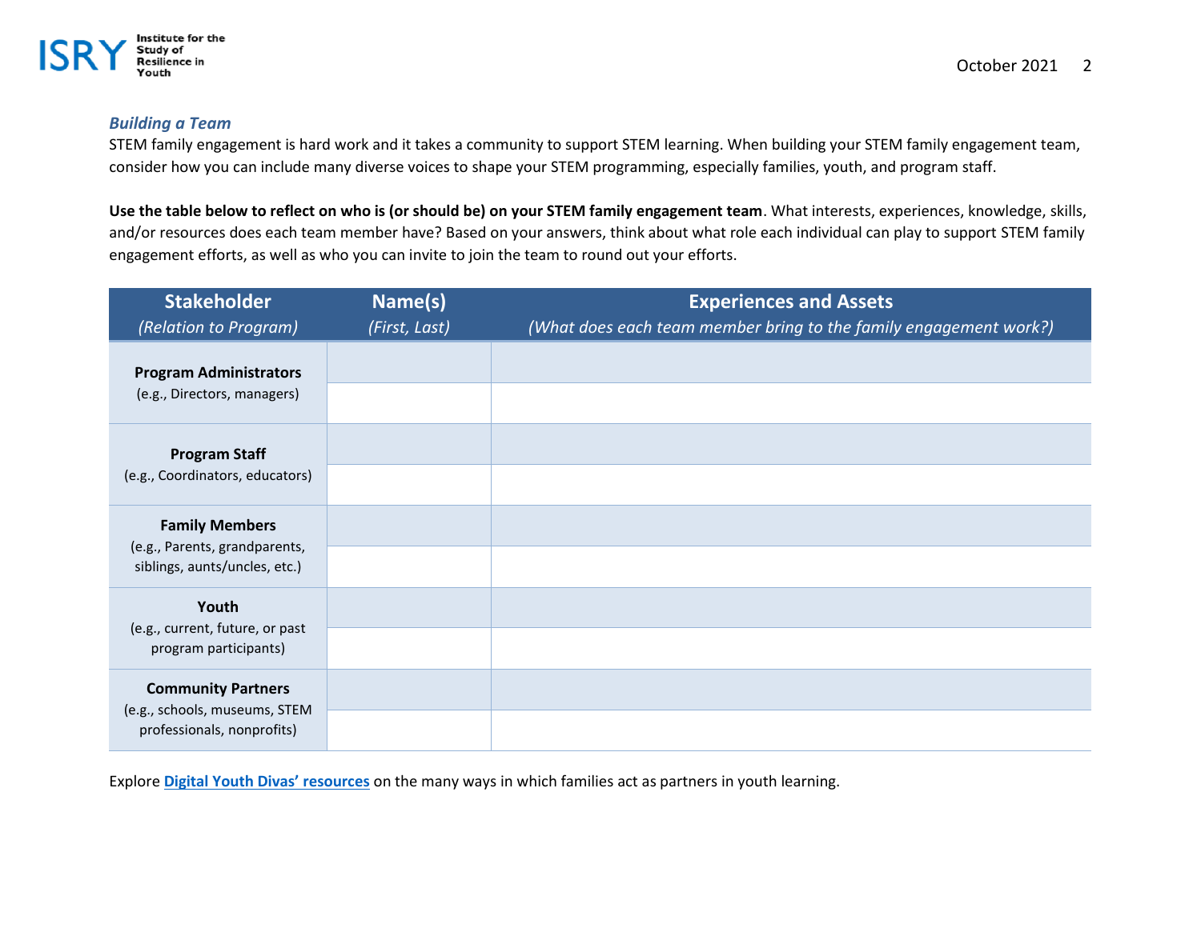### *Building a Team*

STEM family engagement is hard work and it takes a community to support STEM learning. When building your STEM family engagement team, consider how you can include many diverse voices to shape your STEM programming, especially families, youth, and program staff.

**Use the table below to reflect on who is (or should be) on your STEM family engagement team**. What interests, experiences, knowledge, skills, and/or resources does each team member have? Based on your answers, think about what role each individual can play to support STEM family engagement efforts, as well as who you can invite to join the team to round out your efforts.

| **Stakeholder** *(Relation to Program)* | **Name(s)** *(First, Last)* | **Experiences and Assets** *(What does each team member bring to the family engagement work?)* |
|---|---|---|
| **Program Administrators** (e.g., Directors, managers) | | |
| | | |
| **Program Staff** (e.g., Coordinators, educators) | | |
| | | |
| **Family Members** (e.g., Parents, grandparents, siblings, aunts/uncles, etc.) | | |
| | | |
| **Youth** (e.g., current, future, or past program participants) | | |
| | | |
| **Community Partners** (e.g., schools, museums, STEM professionals, nonprofits) | | |
| | | |

Explore **Digital Youth Divas' resources** on the many ways in which families act as partners in youth learning.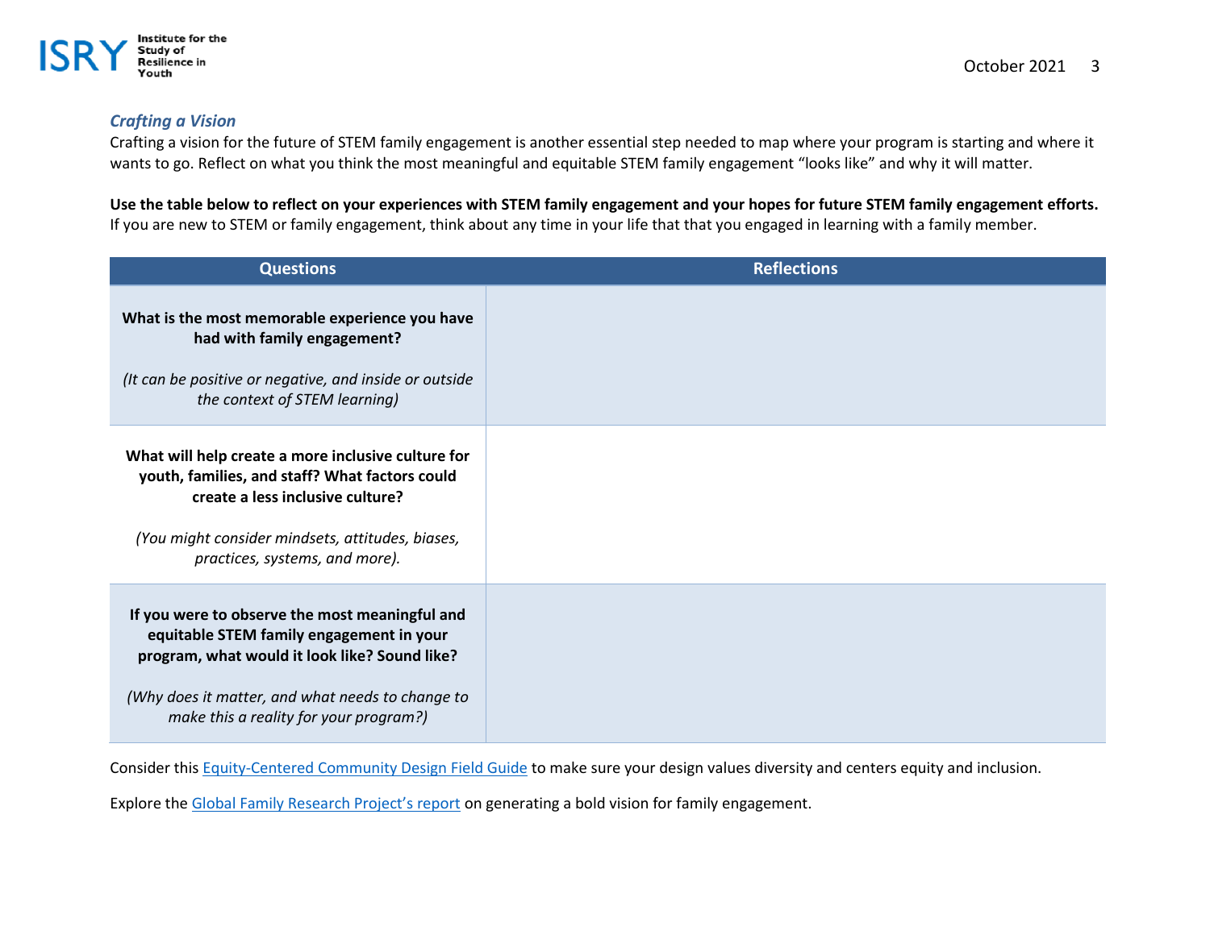### *Crafting a Vision*

Crafting a vision for the future of STEM family engagement is another essential step needed to map where your program is starting and where it wants to go. Reflect on what you think the most meaningful and equitable STEM family engagement "looks like" and why it will matter.

**Use the table below to reflect on your experiences with STEM family engagement and your hopes for future STEM family engagement efforts.** If you are new to STEM or family engagement, think about any time in your life that that you engaged in learning with a family member.

| Questions | Reflections |
| --- | --- |
| **What is the most memorable experience you have had with family engagement?** *(It can be positive or negative, and inside or outside the context of STEM learning)* | |
| **What will help create a more inclusive culture for youth, families, and staff? What factors could create a less inclusive culture?** *(You might consider mindsets, attitudes, biases, practices, systems, and more).* | |
| **If you were to observe the most meaningful and equitable STEM family engagement in your program, what would it look like? Sound like?** *(Why does it matter, and what needs to change to make this a reality for your program?)* | |

Consider this Equity-Centered Community Design Field Guide to make sure your design values diversity and centers equity and inclusion.

Explore the Global Family Research Project's report on generating a bold vision for family engagement.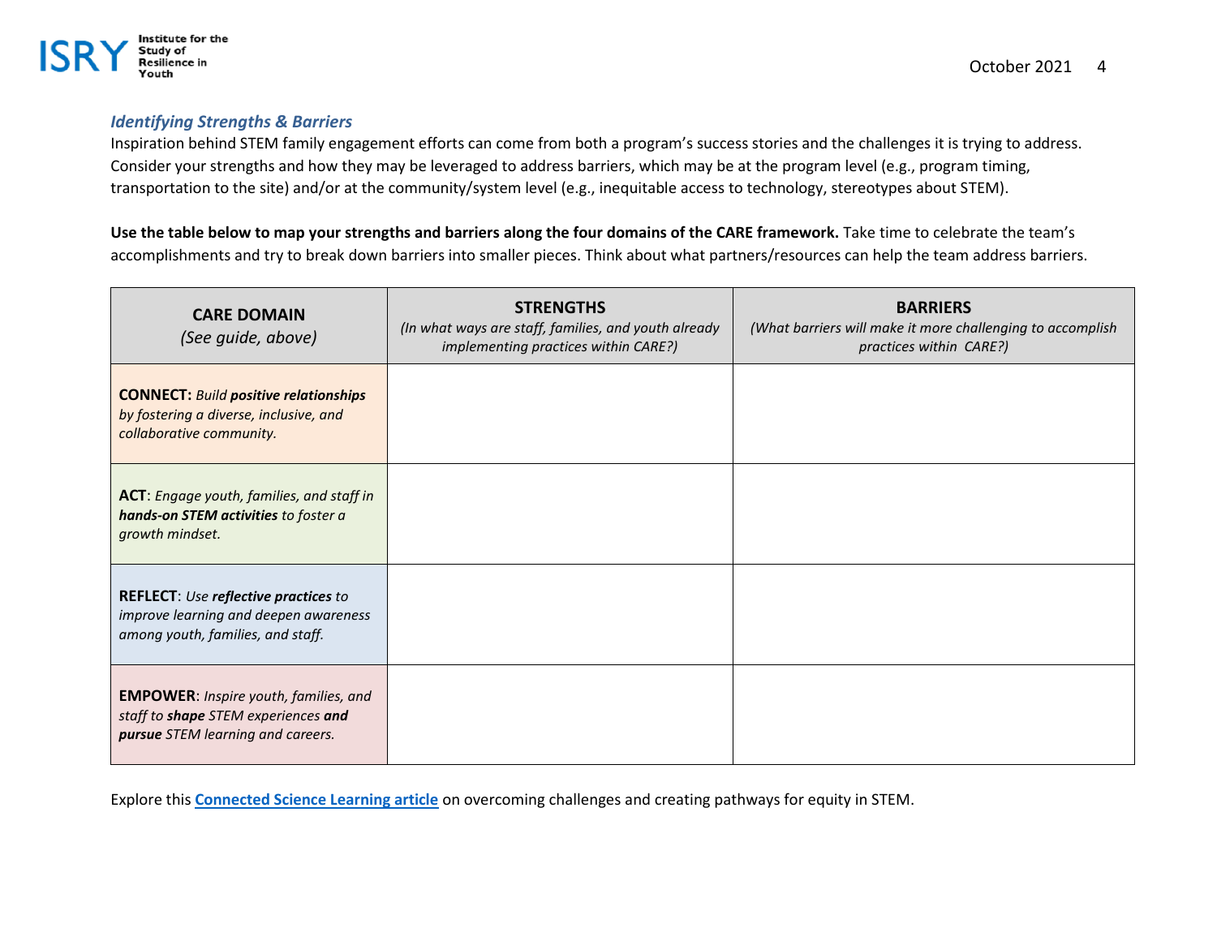### *Identifying Strengths & Barriers*

Inspiration behind STEM family engagement efforts can come from both a program's success stories and the challenges it is trying to address. Consider your strengths and how they may be leveraged to address barriers, which may be at the program level (e.g., program timing, transportation to the site) and/or at the community/system level (e.g., inequitable access to technology, stereotypes about STEM).

**Use the table below to map your strengths and barriers along the four domains of the CARE framework.** Take time to celebrate the team's accomplishments and try to break down barriers into smaller pieces. Think about what partners/resources can help the team address barriers.

| **CARE DOMAIN** *(See guide, above)* | **STRENGTHS** *(In what ways are staff, families, and youth already implementing practices within CARE?)* | **BARRIERS** *(What barriers will make it more challenging to accomplish practices within CARE?)* |
| --- | --- | --- |
| **CONNECT:** *Build **positive relationships** by fostering a diverse, inclusive, and collaborative community.* | | |
| **ACT**: *Engage youth, families, and staff in **hands-on STEM activities** to foster a growth mindset.* | | |
| **REFLECT**: *Use **reflective practices** to improve learning and deepen awareness among youth, families, and staff.* | | |
| **EMPOWER**: *Inspire youth, families, and staff to **shape** STEM experiences **and pursue** STEM learning and careers.* | | |

Explore this **Connected Science Learning article** on overcoming challenges and creating pathways for equity in STEM.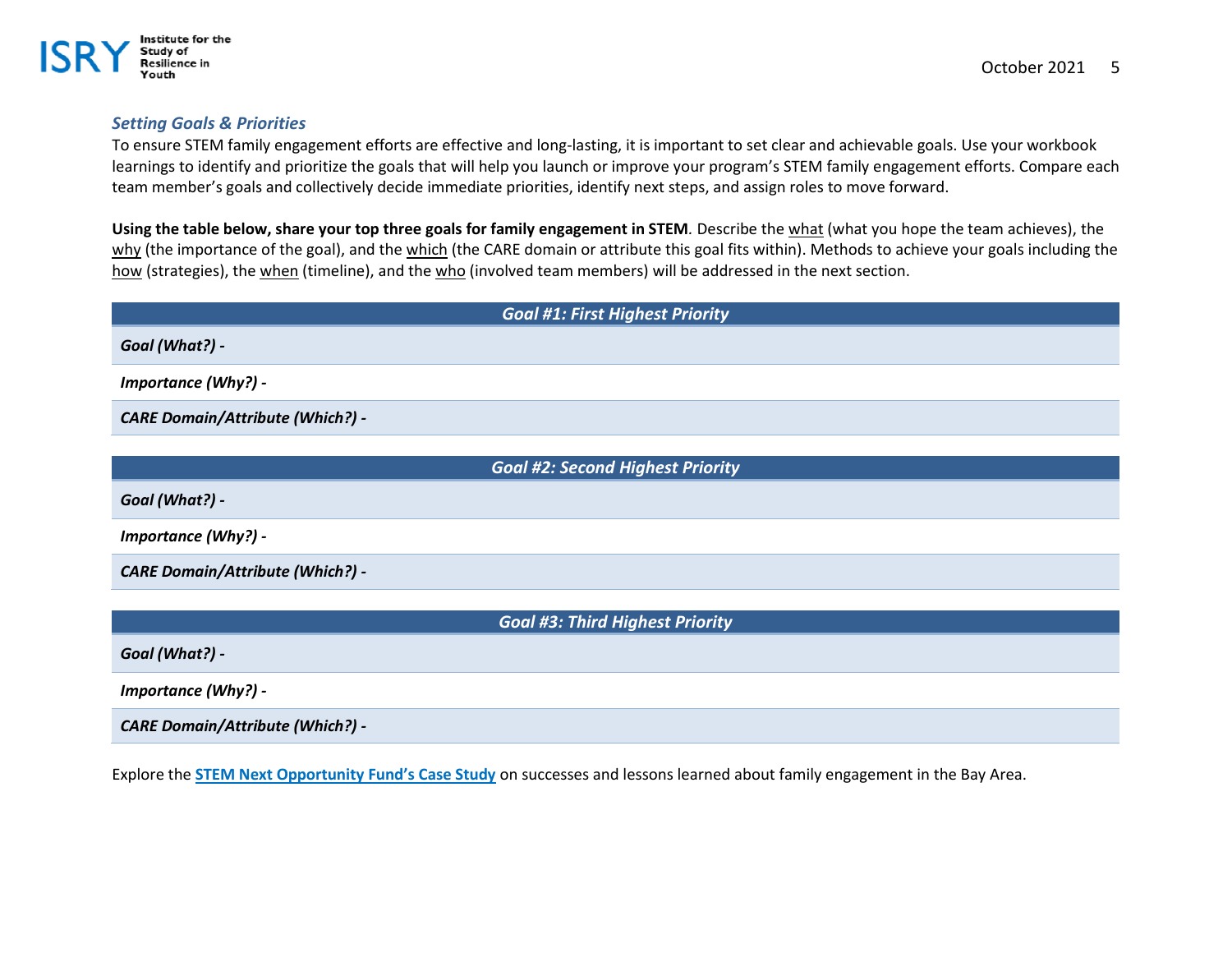### *Setting Goals & Priorities*

To ensure STEM family engagement efforts are effective and long-lasting, it is important to set clear and achievable goals. Use your workbook learnings to identify and prioritize the goals that will help you launch or improve your program's STEM family engagement efforts. Compare each team member's goals and collectively decide immediate priorities, identify next steps, and assign roles to move forward.

**Using the table below, share your top three goals for family engagement in STEM**. Describe the what (what you hope the team achieves), the why (the importance of the goal), and the which (the CARE domain or attribute this goal fits within). Methods to achieve your goals including the how (strategies), the when (timeline), and the who (involved team members) will be addressed in the next section.

| ***Goal #1: First Highest Priority*** |
| --- |
| ***Goal (What?) -*** |
| ***Importance (Why?) -*** |
| ***CARE Domain/Attribute (Which?) -*** |

| ***Goal #2: Second Highest Priority*** |
| --- |
| ***Goal (What?) -*** |
| ***Importance (Why?) -*** |
| ***CARE Domain/Attribute (Which?) -*** |

| ***Goal #3: Third Highest Priority*** |
| --- |
| ***Goal (What?) -*** |
| ***Importance (Why?) -*** |
| ***CARE Domain/Attribute (Which?) -*** |

Explore the **STEM Next Opportunity Fund's Case Study** on successes and lessons learned about family engagement in the Bay Area.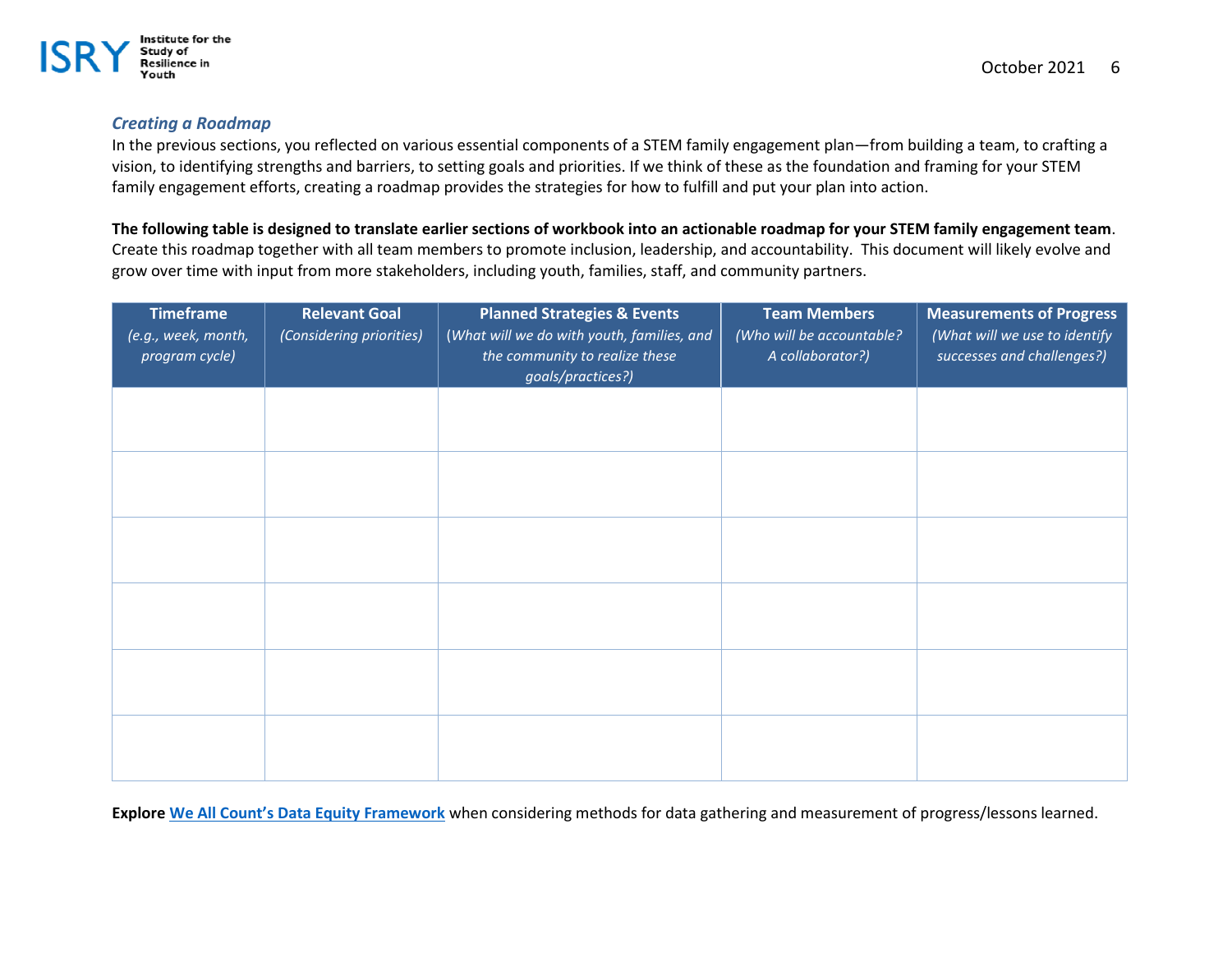### *Creating a Roadmap*

In the previous sections, you reflected on various essential components of a STEM family engagement plan—from building a team, to crafting a vision, to identifying strengths and barriers, to setting goals and priorities. If we think of these as the foundation and framing for your STEM family engagement efforts, creating a roadmap provides the strategies for how to fulfill and put your plan into action.

**The following table is designed to translate earlier sections of workbook into an actionable roadmap for your STEM family engagement team**. Create this roadmap together with all team members to promote inclusion, leadership, and accountability. This document will likely evolve and grow over time with input from more stakeholders, including youth, families, staff, and community partners.

| **Timeframe** *(e.g., week, month, program cycle)* | **Relevant Goal** *(Considering priorities)* | **Planned Strategies & Events** *(What will we do with youth, families, and the community to realize these goals/practices?)* | **Team Members** *(Who will be accountable? A collaborator?)* | **Measurements of Progress** *(What will we use to identify successes and challenges?)* |
|---|---|---|---|---|
| | | | | |
| | | | | |
| | | | | |
| | | | | |
| | | | | |
| | | | | |

**Explore** [We All Count's Data Equity Framework]() when considering methods for data gathering and measurement of progress/lessons learned.